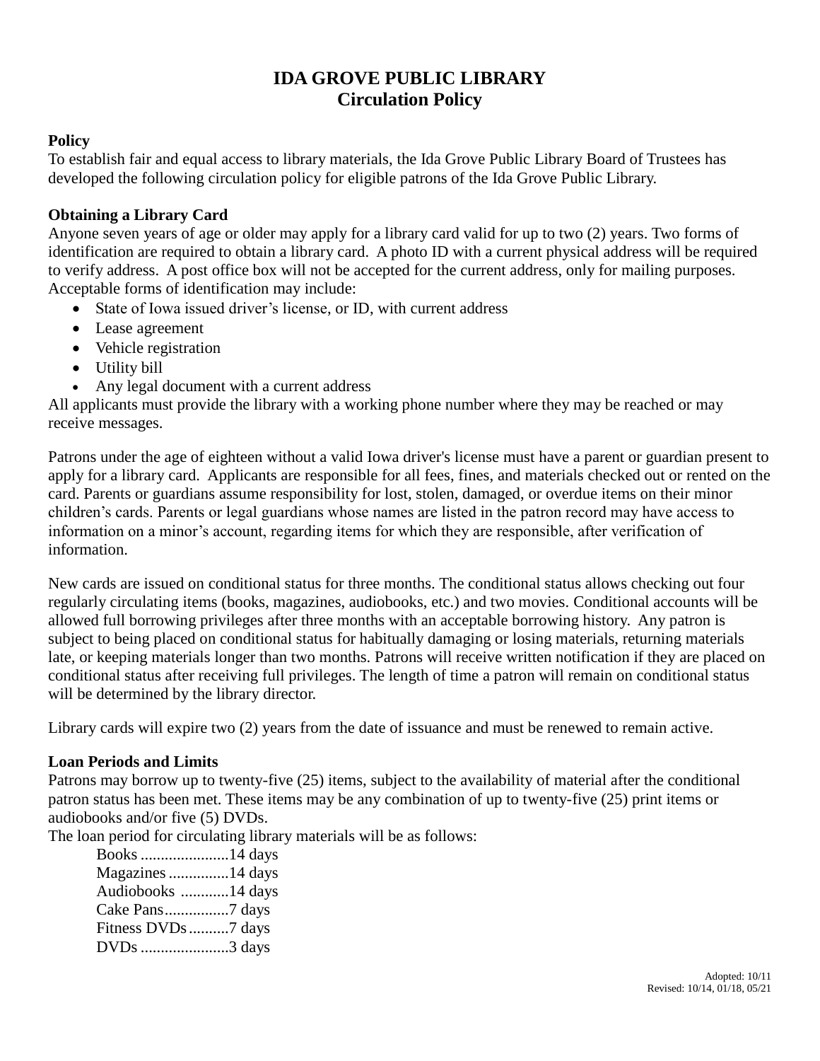# IDA GROVE PUBLIC LIBRARY
## Circulation Policy

**Policy**

To establish fair and equal access to library materials, the Ida Grove Public Library Board of Trustees has developed the following circulation policy for eligible patrons of the Ida Grove Public Library.

**Obtaining a Library Card**

Anyone seven years of age or older may apply for a library card valid for up to two (2) years. Two forms of identification are required to obtain a library card. A photo ID with a current physical address will be required to verify address. A post office box will not be accepted for the current address, only for mailing purposes. Acceptable forms of identification may include:

- State of Iowa issued driver's license, or ID, with current address
- Lease agreement
- Vehicle registration
- Utility bill
- Any legal document with a current address

All applicants must provide the library with a working phone number where they may be reached or may receive messages.

Patrons under the age of eighteen without a valid Iowa driver's license must have a parent or guardian present to apply for a library card. Applicants are responsible for all fees, fines, and materials checked out or rented on the card. Parents or guardians assume responsibility for lost, stolen, damaged, or overdue items on their minor children's cards. Parents or legal guardians whose names are listed in the patron record may have access to information on a minor's account, regarding items for which they are responsible, after verification of information.

New cards are issued on conditional status for three months. The conditional status allows checking out four regularly circulating items (books, magazines, audiobooks, etc.) and two movies. Conditional accounts will be allowed full borrowing privileges after three months with an acceptable borrowing history. Any patron is subject to being placed on conditional status for habitually damaging or losing materials, returning materials late, or keeping materials longer than two months. Patrons will receive written notification if they are placed on conditional status after receiving full privileges. The length of time a patron will remain on conditional status will be determined by the library director.

Library cards will expire two (2) years from the date of issuance and must be renewed to remain active.

**Loan Periods and Limits**

Patrons may borrow up to twenty-five (25) items, subject to the availability of material after the conditional patron status has been met. These items may be any combination of up to twenty-five (25) print items or audiobooks and/or five (5) DVDs.

The loan period for circulating library materials will be as follows:

Books ......................14 days
Magazines ...............14 days
Audiobooks ............14 days
Cake Pans................7 days
Fitness DVDs..........7 days
DVDs ......................3 days

Adopted: 10/11
Revised: 10/14, 01/18, 05/21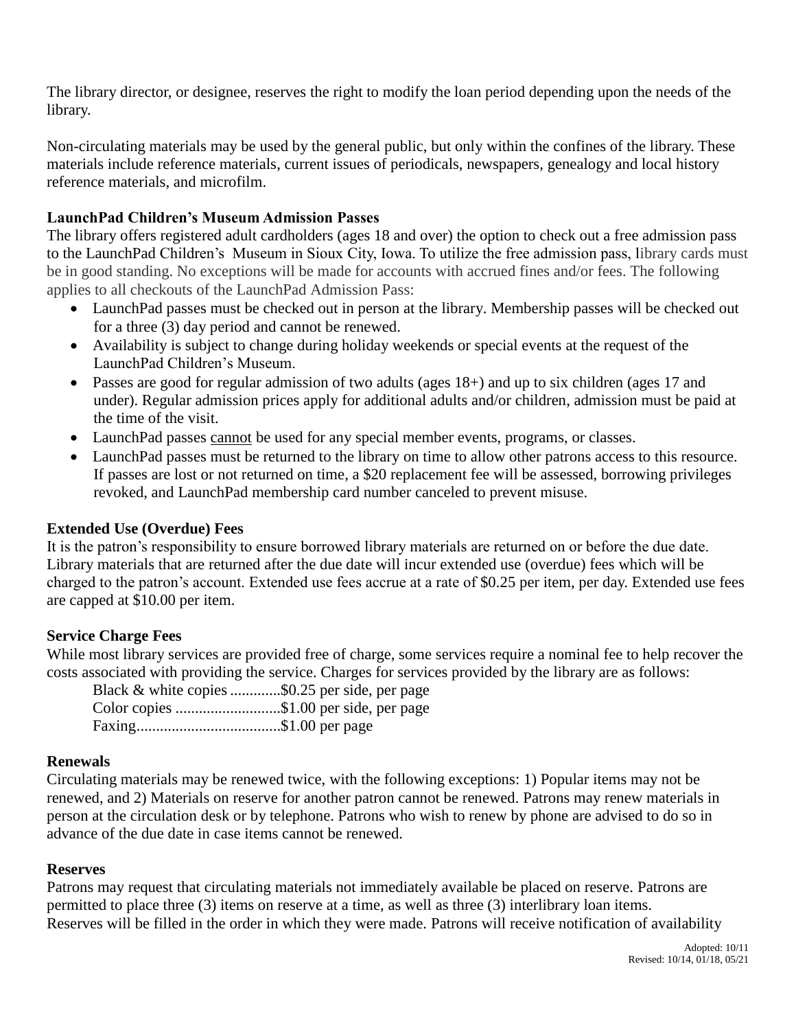The library director, or designee, reserves the right to modify the loan period depending upon the needs of the library.

Non-circulating materials may be used by the general public, but only within the confines of the library. These materials include reference materials, current issues of periodicals, newspapers, genealogy and local history reference materials, and microfilm.

**LaunchPad Children's Museum Admission Passes**

The library offers registered adult cardholders (ages 18 and over) the option to check out a free admission pass to the LaunchPad Children's Museum in Sioux City, Iowa. To utilize the free admission pass, library cards must be in good standing. No exceptions will be made for accounts with accrued fines and/or fees. The following applies to all checkouts of the LaunchPad Admission Pass:

- LaunchPad passes must be checked out in person at the library. Membership passes will be checked out for a three (3) day period and cannot be renewed.
- Availability is subject to change during holiday weekends or special events at the request of the LaunchPad Children's Museum.
- Passes are good for regular admission of two adults (ages 18+) and up to six children (ages 17 and under). Regular admission prices apply for additional adults and/or children, admission must be paid at the time of the visit.
- LaunchPad passes <u>cannot</u> be used for any special member events, programs, or classes.
- LaunchPad passes must be returned to the library on time to allow other patrons access to this resource. If passes are lost or not returned on time, a $20 replacement fee will be assessed, borrowing privileges revoked, and LaunchPad membership card number canceled to prevent misuse.

**Extended Use (Overdue) Fees**

It is the patron's responsibility to ensure borrowed library materials are returned on or before the due date. Library materials that are returned after the due date will incur extended use (overdue) fees which will be charged to the patron's account. Extended use fees accrue at a rate of $0.25 per item, per day. Extended use fees are capped at $10.00 per item.

**Service Charge Fees**

While most library services are provided free of charge, some services require a nominal fee to help recover the costs associated with providing the service. Charges for services provided by the library are as follows:

Black & white copies .............$0.25 per side, per page
Color copies ...........................$1.00 per side, per page
Faxing.....................................$1.00 per page

**Renewals**

Circulating materials may be renewed twice, with the following exceptions: 1) Popular items may not be renewed, and 2) Materials on reserve for another patron cannot be renewed. Patrons may renew materials in person at the circulation desk or by telephone. Patrons who wish to renew by phone are advised to do so in advance of the due date in case items cannot be renewed.

**Reserves**

Patrons may request that circulating materials not immediately available be placed on reserve. Patrons are permitted to place three (3) items on reserve at a time, as well as three (3) interlibrary loan items. Reserves will be filled in the order in which they were made. Patrons will receive notification of availability

Adopted: 10/11
Revised: 10/14, 01/18, 05/21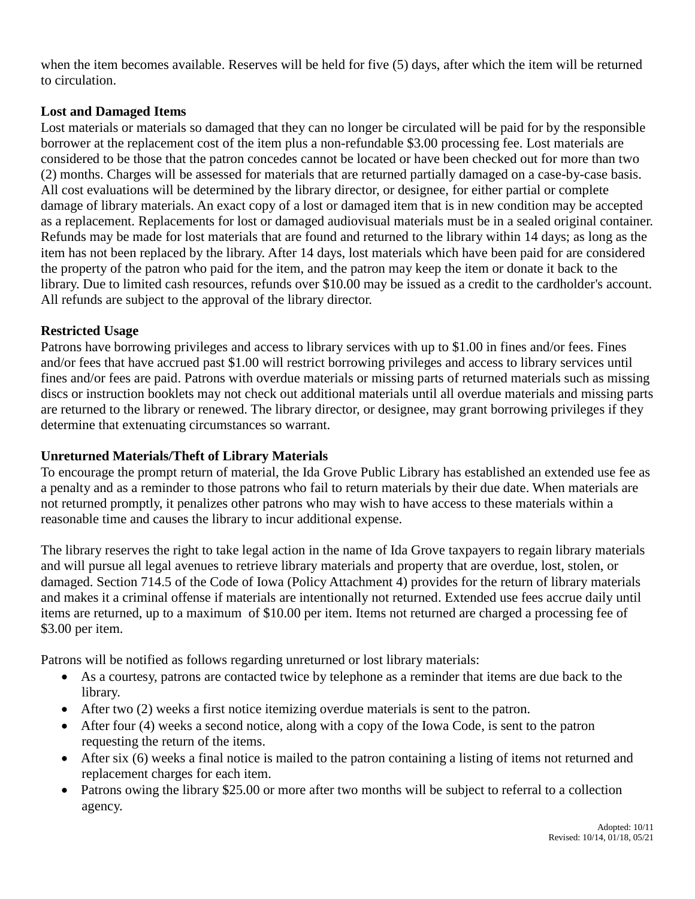when the item becomes available. Reserves will be held for five (5) days, after which the item will be returned to circulation.

**Lost and Damaged Items**

Lost materials or materials so damaged that they can no longer be circulated will be paid for by the responsible borrower at the replacement cost of the item plus a non-refundable $3.00 processing fee. Lost materials are considered to be those that the patron concedes cannot be located or have been checked out for more than two (2) months. Charges will be assessed for materials that are returned partially damaged on a case-by-case basis. All cost evaluations will be determined by the library director, or designee, for either partial or complete damage of library materials. An exact copy of a lost or damaged item that is in new condition may be accepted as a replacement. Replacements for lost or damaged audiovisual materials must be in a sealed original container. Refunds may be made for lost materials that are found and returned to the library within 14 days; as long as the item has not been replaced by the library. After 14 days, lost materials which have been paid for are considered the property of the patron who paid for the item, and the patron may keep the item or donate it back to the library. Due to limited cash resources, refunds over $10.00 may be issued as a credit to the cardholder's account. All refunds are subject to the approval of the library director.

**Restricted Usage**

Patrons have borrowing privileges and access to library services with up to $1.00 in fines and/or fees. Fines and/or fees that have accrued past $1.00 will restrict borrowing privileges and access to library services until fines and/or fees are paid. Patrons with overdue materials or missing parts of returned materials such as missing discs or instruction booklets may not check out additional materials until all overdue materials and missing parts are returned to the library or renewed. The library director, or designee, may grant borrowing privileges if they determine that extenuating circumstances so warrant.

**Unreturned Materials/Theft of Library Materials**

To encourage the prompt return of material, the Ida Grove Public Library has established an extended use fee as a penalty and as a reminder to those patrons who fail to return materials by their due date. When materials are not returned promptly, it penalizes other patrons who may wish to have access to these materials within a reasonable time and causes the library to incur additional expense.

The library reserves the right to take legal action in the name of Ida Grove taxpayers to regain library materials and will pursue all legal avenues to retrieve library materials and property that are overdue, lost, stolen, or damaged. Section 714.5 of the Code of Iowa (Policy Attachment 4) provides for the return of library materials and makes it a criminal offense if materials are intentionally not returned. Extended use fees accrue daily until items are returned, up to a maximum of $10.00 per item. Items not returned are charged a processing fee of $3.00 per item.

Patrons will be notified as follows regarding unreturned or lost library materials:

- As a courtesy, patrons are contacted twice by telephone as a reminder that items are due back to the library.
- After two (2) weeks a first notice itemizing overdue materials is sent to the patron.
- After four (4) weeks a second notice, along with a copy of the Iowa Code, is sent to the patron requesting the return of the items.
- After six (6) weeks a final notice is mailed to the patron containing a listing of items not returned and replacement charges for each item.
- Patrons owing the library $25.00 or more after two months will be subject to referral to a collection agency.

Adopted: 10/11
Revised: 10/14, 01/18, 05/21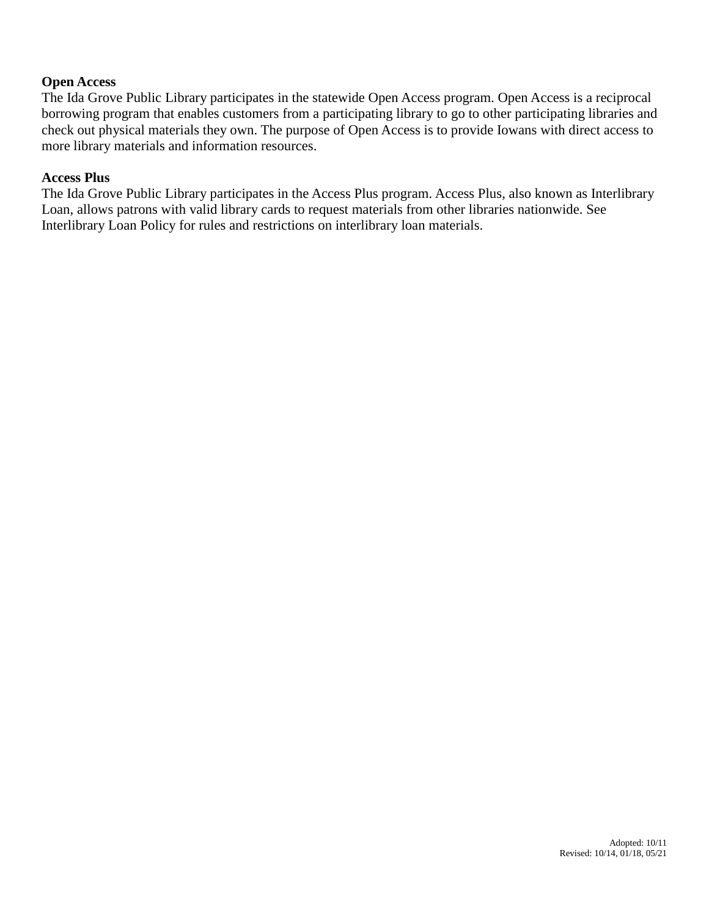**Open Access**

The Ida Grove Public Library participates in the statewide Open Access program. Open Access is a reciprocal borrowing program that enables customers from a participating library to go to other participating libraries and check out physical materials they own. The purpose of Open Access is to provide Iowans with direct access to more library materials and information resources.

**Access Plus**

The Ida Grove Public Library participates in the Access Plus program. Access Plus, also known as Interlibrary Loan, allows patrons with valid library cards to request materials from other libraries nationwide. See Interlibrary Loan Policy for rules and restrictions on interlibrary loan materials.

Adopted: 10/11
Revised: 10/14, 01/18, 05/21